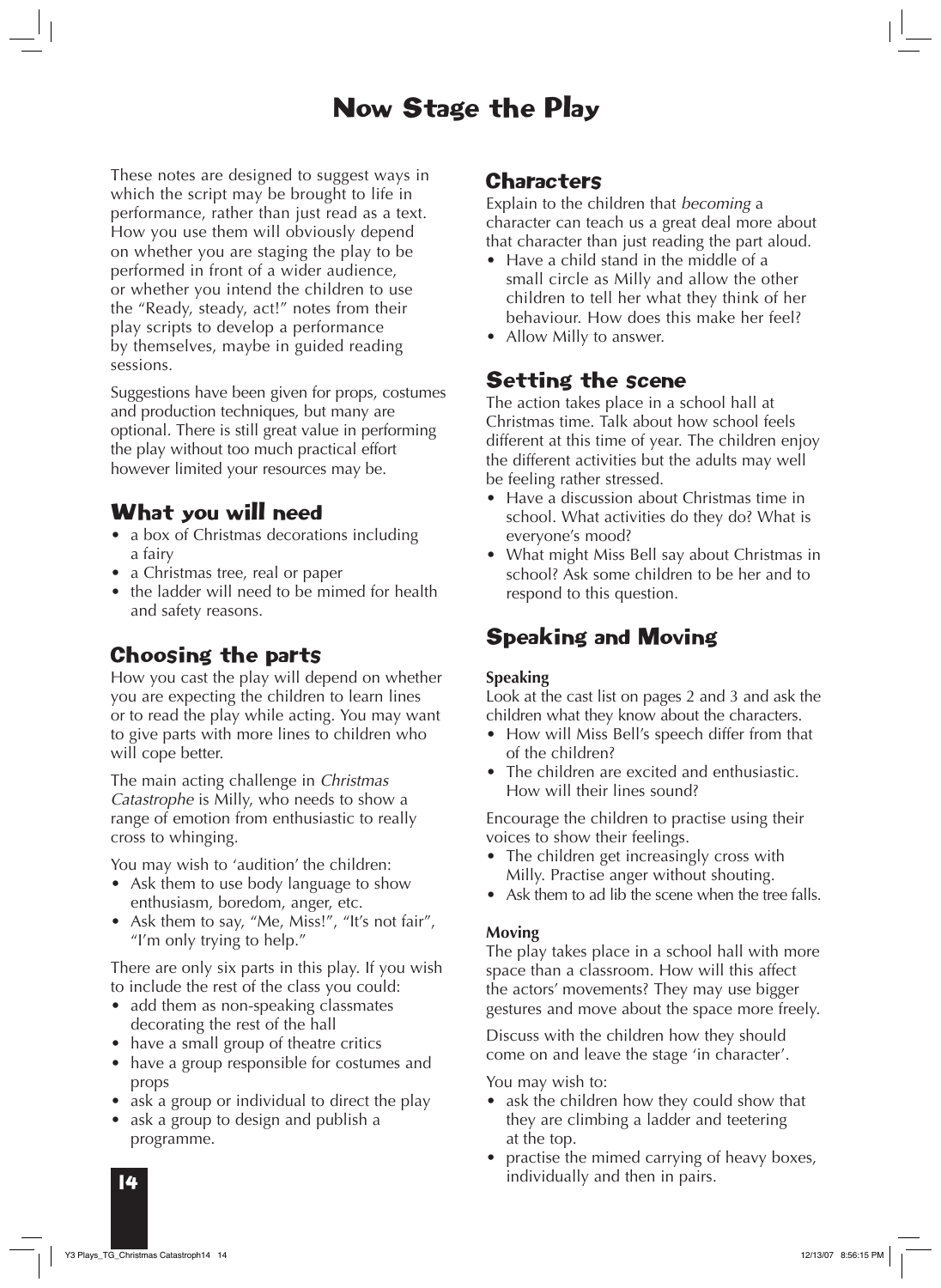# Now Stage the Play

These notes are designed to suggest ways in which the script may be brought to life in performance, rather than just read as a text. How you use them will obviously depend on whether you are staging the play to be performed in front of a wider audience, or whether you intend the children to use the "Ready, steady, act!" notes from their play scripts to develop a performance by themselves, maybe in guided reading sessions.

Suggestions have been given for props, costumes and production techniques, but many are optional. There is still great value in performing the play without too much practical effort however limited your resources may be.

## What you will need

- a box of Christmas decorations including a fairy
- a Christmas tree, real or paper
- the ladder will need to be mimed for health and safety reasons.

## Choosing the parts

How you cast the play will depend on whether you are expecting the children to learn lines or to read the play while acting. You may want to give parts with more lines to children who will cope better.

The main acting challenge in *Christmas Catastrophe* is Milly, who needs to show a range of emotion from enthusiastic to really cross to whinging.

You may wish to 'audition' the children:

- Ask them to use body language to show enthusiasm, boredom, anger, etc.
- Ask them to say, "Me, Miss!", "It's not fair", "I'm only trying to help."

There are only six parts in this play. If you wish to include the rest of the class you could:

- add them as non-speaking classmates decorating the rest of the hall
- have a small group of theatre critics
- have a group responsible for costumes and props
- ask a group or individual to direct the play
- ask a group to design and publish a programme.

## Characters

Explain to the children that *becoming* a character can teach us a great deal more about that character than just reading the part aloud.

- Have a child stand in the middle of a small circle as Milly and allow the other children to tell her what they think of her behaviour. How does this make her feel?
- Allow Milly to answer.

## Setting the scene

The action takes place in a school hall at Christmas time. Talk about how school feels different at this time of year. The children enjoy the different activities but the adults may well be feeling rather stressed.

- Have a discussion about Christmas time in school. What activities do they do? What is everyone's mood?
- What might Miss Bell say about Christmas in school? Ask some children to be her and to respond to this question.

## Speaking and Moving

### Speaking

Look at the cast list on pages 2 and 3 and ask the children what they know about the characters.

- How will Miss Bell's speech differ from that of the children?
- The children are excited and enthusiastic. How will their lines sound?

Encourage the children to practise using their voices to show their feelings.

- The children get increasingly cross with Milly. Practise anger without shouting.
- Ask them to ad lib the scene when the tree falls.

### Moving

The play takes place in a school hall with more space than a classroom. How will this affect the actors' movements? They may use bigger gestures and move about the space more freely.

Discuss with the children how they should come on and leave the stage 'in character'.

You may wish to:

- ask the children how they could show that they are climbing a ladder and teetering at the top.
- practise the mimed carrying of heavy boxes, individually and then in pairs.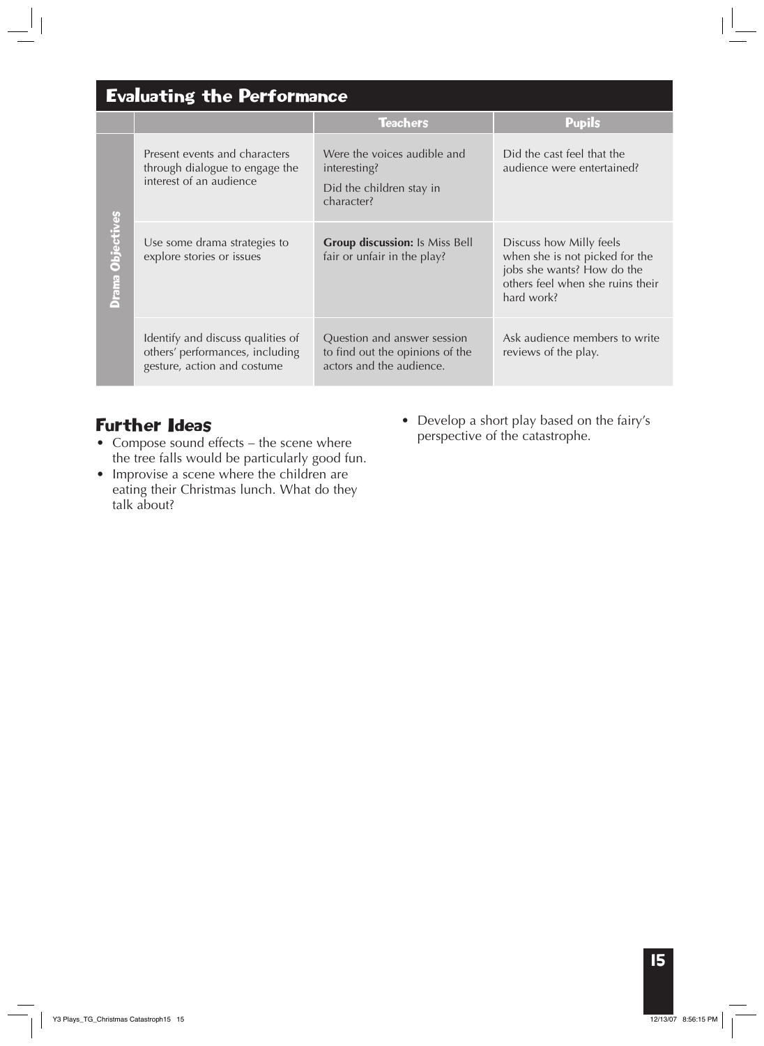## Evaluating the Performance

| | | Teachers | Pupils |
|---|---|---|---|
| Drama Objectives | Present events and characters through dialogue to engage the interest of an audience | Were the voices audible and interesting?<br><br>Did the children stay in character? | Did the cast feel that the audience were entertained? |
| | Use some drama strategies to explore stories or issues | **Group discussion:** Is Miss Bell fair or unfair in the play? | Discuss how Milly feels when she is not picked for the jobs she wants? How do the others feel when she ruins their hard work? |
| | Identify and discuss qualities of others' performances, including gesture, action and costume | Question and answer session to find out the opinions of the actors and the audience. | Ask audience members to write reviews of the play. |

## Further Ideas

- Compose sound effects – the scene where the tree falls would be particularly good fun.
- Improvise a scene where the children are eating their Christmas lunch. What do they talk about?
- Develop a short play based on the fairy's perspective of the catastrophe.